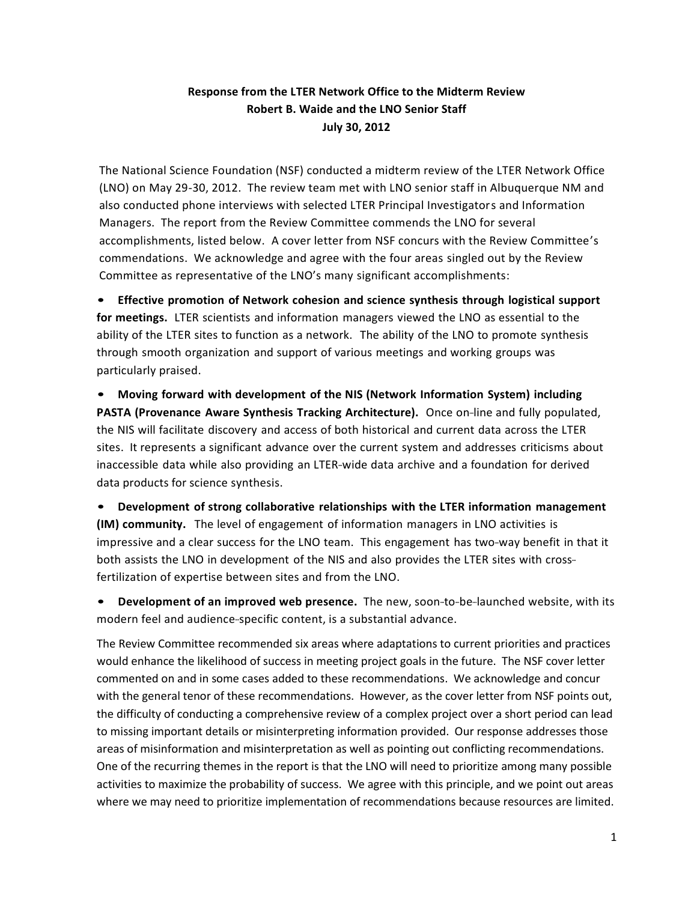**Response from the LTER Network Office to the Midterm Review**
**Robert B. Waide and the LNO Senior Staff**
**July 30, 2012**

The National Science Foundation (NSF) conducted a midterm review of the LTER Network Office (LNO) on May 29-30, 2012. The review team met with LNO senior staff in Albuquerque NM and also conducted phone interviews with selected LTER Principal Investigators and Information Managers. The report from the Review Committee commends the LNO for several accomplishments, listed below. A cover letter from NSF concurs with the Review Committee's commendations. We acknowledge and agree with the four areas singled out by the Review Committee as representative of the LNO's many significant accomplishments:

- **Effective promotion of Network cohesion and science synthesis through logistical support for meetings.** LTER scientists and information managers viewed the LNO as essential to the ability of the LTER sites to function as a network. The ability of the LNO to promote synthesis through smooth organization and support of various meetings and working groups was particularly praised.

- **Moving forward with development of the NIS (Network Information System) including PASTA (Provenance Aware Synthesis Tracking Architecture).** Once on-line and fully populated, the NIS will facilitate discovery and access of both historical and current data across the LTER sites. It represents a significant advance over the current system and addresses criticisms about inaccessible data while also providing an LTER-wide data archive and a foundation for derived data products for science synthesis.

- **Development of strong collaborative relationships with the LTER information management (IM) community.** The level of engagement of information managers in LNO activities is impressive and a clear success for the LNO team. This engagement has two-way benefit in that it both assists the LNO in development of the NIS and also provides the LTER sites with cross-fertilization of expertise between sites and from the LNO.

- **Development of an improved web presence.** The new, soon-to-be-launched website, with its modern feel and audience-specific content, is a substantial advance.

The Review Committee recommended six areas where adaptations to current priorities and practices would enhance the likelihood of success in meeting project goals in the future. The NSF cover letter commented on and in some cases added to these recommendations. We acknowledge and concur with the general tenor of these recommendations. However, as the cover letter from NSF points out, the difficulty of conducting a comprehensive review of a complex project over a short period can lead to missing important details or misinterpreting information provided. Our response addresses those areas of misinformation and misinterpretation as well as pointing out conflicting recommendations. One of the recurring themes in the report is that the LNO will need to prioritize among many possible activities to maximize the probability of success. We agree with this principle, and we point out areas where we may need to prioritize implementation of recommendations because resources are limited.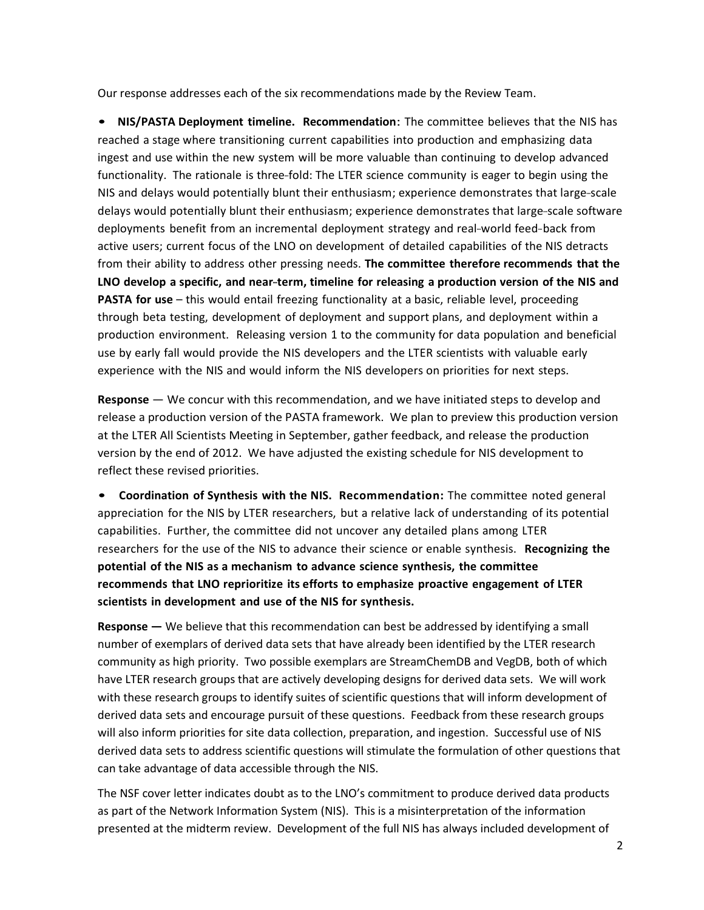Our response addresses each of the six recommendations made by the Review Team.

- **NIS/PASTA Deployment timeline. Recommendation:** The committee believes that the NIS has reached a stage where transitioning current capabilities into production and emphasizing data ingest and use within the new system will be more valuable than continuing to develop advanced functionality. The rationale is three-fold: The LTER science community is eager to begin using the NIS and delays would potentially blunt their enthusiasm; experience demonstrates that large-scale delays would potentially blunt their enthusiasm; experience demonstrates that large-scale software deployments benefit from an incremental deployment strategy and real-world feed-back from active users; current focus of the LNO on development of detailed capabilities of the NIS detracts from their ability to address other pressing needs. **The committee therefore recommends that the LNO develop a specific, and near-term, timeline for releasing a production version of the NIS and PASTA for use** – this would entail freezing functionality at a basic, reliable level, proceeding through beta testing, development of deployment and support plans, and deployment within a production environment. Releasing version 1 to the community for data population and beneficial use by early fall would provide the NIS developers and the LTER scientists with valuable early experience with the NIS and would inform the NIS developers on priorities for next steps.

**Response** — We concur with this recommendation, and we have initiated steps to develop and release a production version of the PASTA framework. We plan to preview this production version at the LTER All Scientists Meeting in September, gather feedback, and release the production version by the end of 2012. We have adjusted the existing schedule for NIS development to reflect these revised priorities.

- **Coordination of Synthesis with the NIS. Recommendation:** The committee noted general appreciation for the NIS by LTER researchers, but a relative lack of understanding of its potential capabilities. Further, the committee did not uncover any detailed plans among LTER researchers for the use of the NIS to advance their science or enable synthesis. **Recognizing the potential of the NIS as a mechanism to advance science synthesis, the committee recommends that LNO reprioritize its efforts to emphasize proactive engagement of LTER scientists in development and use of the NIS for synthesis.**

**Response —** We believe that this recommendation can best be addressed by identifying a small number of exemplars of derived data sets that have already been identified by the LTER research community as high priority. Two possible exemplars are StreamChemDB and VegDB, both of which have LTER research groups that are actively developing designs for derived data sets. We will work with these research groups to identify suites of scientific questions that will inform development of derived data sets and encourage pursuit of these questions. Feedback from these research groups will also inform priorities for site data collection, preparation, and ingestion. Successful use of NIS derived data sets to address scientific questions will stimulate the formulation of other questions that can take advantage of data accessible through the NIS.

The NSF cover letter indicates doubt as to the LNO's commitment to produce derived data products as part of the Network Information System (NIS). This is a misinterpretation of the information presented at the midterm review. Development of the full NIS has always included development of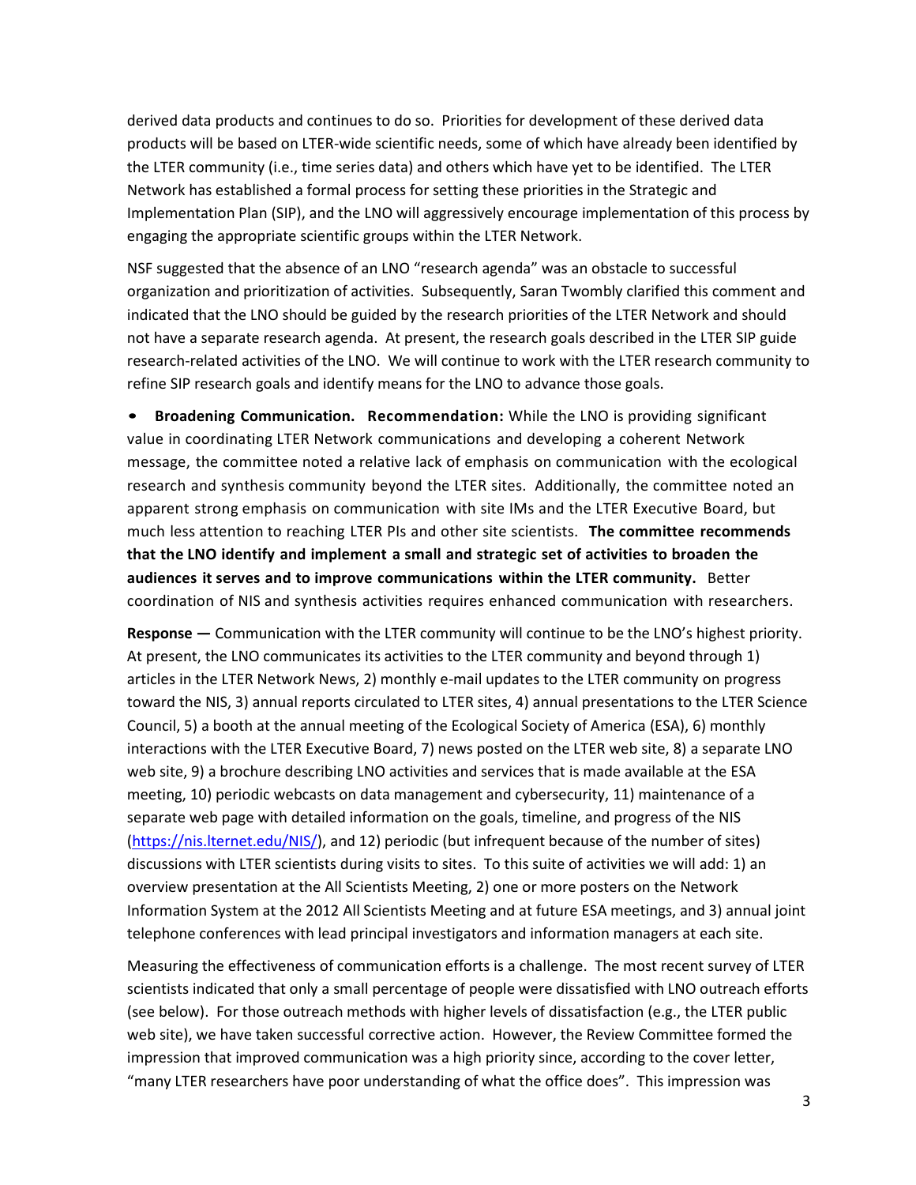derived data products and continues to do so. Priorities for development of these derived data products will be based on LTER-wide scientific needs, some of which have already been identified by the LTER community (i.e., time series data) and others which have yet to be identified. The LTER Network has established a formal process for setting these priorities in the Strategic and Implementation Plan (SIP), and the LNO will aggressively encourage implementation of this process by engaging the appropriate scientific groups within the LTER Network.

NSF suggested that the absence of an LNO "research agenda" was an obstacle to successful organization and prioritization of activities. Subsequently, Saran Twombly clarified this comment and indicated that the LNO should be guided by the research priorities of the LTER Network and should not have a separate research agenda. At present, the research goals described in the LTER SIP guide research-related activities of the LNO. We will continue to work with the LTER research community to refine SIP research goals and identify means for the LNO to advance those goals.

- **Broadening Communication. Recommendation:** While the LNO is providing significant value in coordinating LTER Network communications and developing a coherent Network message, the committee noted a relative lack of emphasis on communication with the ecological research and synthesis community beyond the LTER sites. Additionally, the committee noted an apparent strong emphasis on communication with site IMs and the LTER Executive Board, but much less attention to reaching LTER PIs and other site scientists. **The committee recommends that the LNO identify and implement a small and strategic set of activities to broaden the audiences it serves and to improve communications within the LTER community.** Better coordination of NIS and synthesis activities requires enhanced communication with researchers.

**Response —** Communication with the LTER community will continue to be the LNO's highest priority. At present, the LNO communicates its activities to the LTER community and beyond through 1) articles in the LTER Network News, 2) monthly e-mail updates to the LTER community on progress toward the NIS, 3) annual reports circulated to LTER sites, 4) annual presentations to the LTER Science Council, 5) a booth at the annual meeting of the Ecological Society of America (ESA), 6) monthly interactions with the LTER Executive Board, 7) news posted on the LTER web site, 8) a separate LNO web site, 9) a brochure describing LNO activities and services that is made available at the ESA meeting, 10) periodic webcasts on data management and cybersecurity, 11) maintenance of a separate web page with detailed information on the goals, timeline, and progress of the NIS (https://nis.lternet.edu/NIS/), and 12) periodic (but infrequent because of the number of sites) discussions with LTER scientists during visits to sites. To this suite of activities we will add: 1) an overview presentation at the All Scientists Meeting, 2) one or more posters on the Network Information System at the 2012 All Scientists Meeting and at future ESA meetings, and 3) annual joint telephone conferences with lead principal investigators and information managers at each site.

Measuring the effectiveness of communication efforts is a challenge. The most recent survey of LTER scientists indicated that only a small percentage of people were dissatisfied with LNO outreach efforts (see below). For those outreach methods with higher levels of dissatisfaction (e.g., the LTER public web site), we have taken successful corrective action. However, the Review Committee formed the impression that improved communication was a high priority since, according to the cover letter, "many LTER researchers have poor understanding of what the office does". This impression was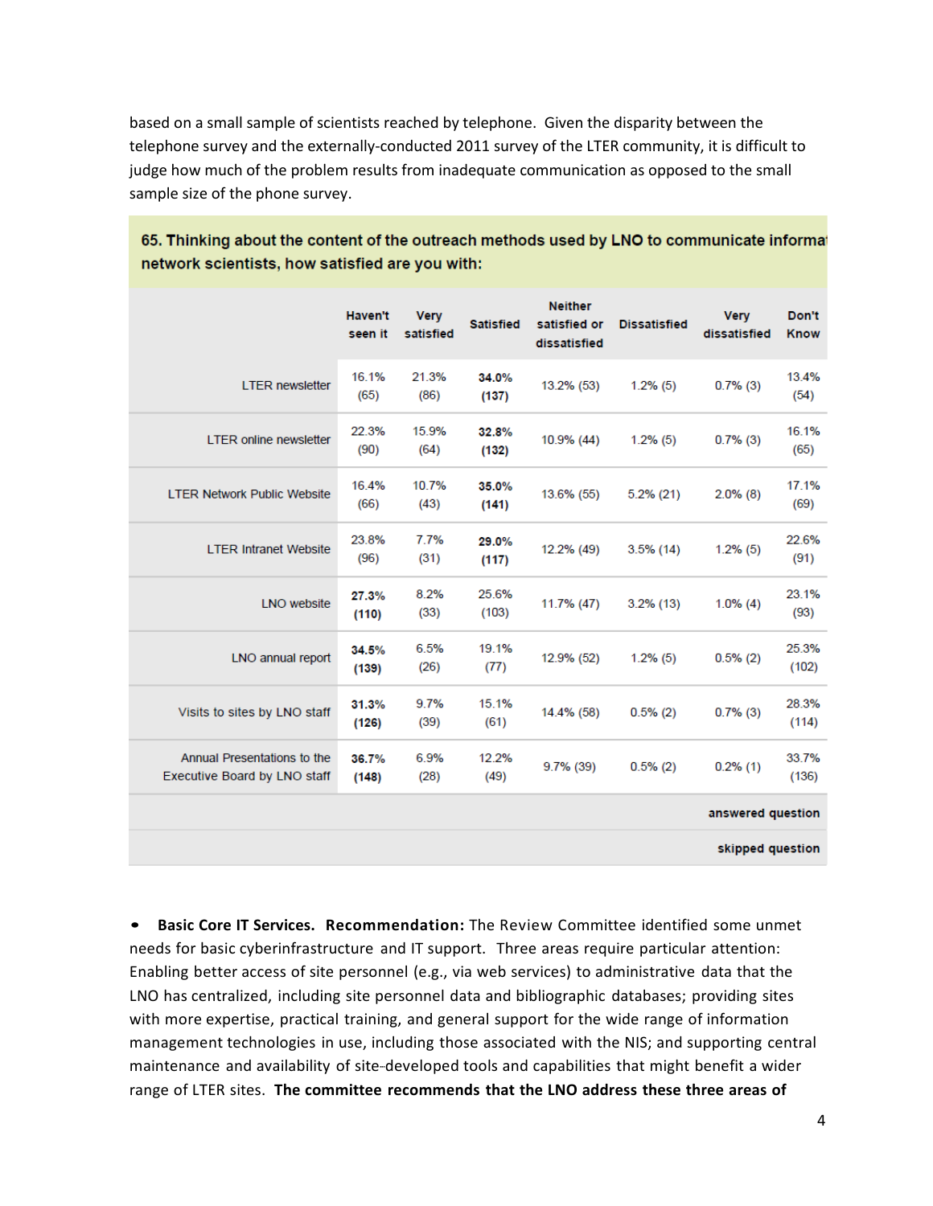based on a small sample of scientists reached by telephone. Given the disparity between the telephone survey and the externally-conducted 2011 survey of the LTER community, it is difficult to judge how much of the problem results from inadequate communication as opposed to the small sample size of the phone survey.

**65. Thinking about the content of the outreach methods used by LNO to communicate informa network scientists, how satisfied are you with:**

| | Haven't seen it | Very satisfied | Satisfied | Neither satisfied or dissatisfied | Dissatisfied | Very dissatisfied | Don't Know |
|---|---|---|---|---|---|---|---|
| LTER newsletter | 16.1% (65) | 21.3% (86) | **34.0% (137)** | 13.2% (53) | 1.2% (5) | 0.7% (3) | 13.4% (54) |
| LTER online newsletter | 22.3% (90) | 15.9% (64) | **32.8% (132)** | 10.9% (44) | 1.2% (5) | 0.7% (3) | 16.1% (65) |
| LTER Network Public Website | 16.4% (66) | 10.7% (43) | **35.0% (141)** | 13.6% (55) | 5.2% (21) | 2.0% (8) | 17.1% (69) |
| LTER Intranet Website | 23.8% (96) | 7.7% (31) | **29.0% (117)** | 12.2% (49) | 3.5% (14) | 1.2% (5) | 22.6% (91) |
| LNO website | **27.3% (110)** | 8.2% (33) | 25.6% (103) | 11.7% (47) | 3.2% (13) | 1.0% (4) | 23.1% (93) |
| LNO annual report | **34.5% (139)** | 6.5% (26) | 19.1% (77) | 12.9% (52) | 1.2% (5) | 0.5% (2) | 25.3% (102) |
| Visits to sites by LNO staff | **31.3% (126)** | 9.7% (39) | 15.1% (61) | 14.4% (58) | 0.5% (2) | 0.7% (3) | 28.3% (114) |
| Annual Presentations to the Executive Board by LNO staff | **36.7% (148)** | 6.9% (28) | 12.2% (49) | 9.7% (39) | 0.5% (2) | 0.2% (1) | 33.7% (136) |
| | | | | | | | answered question |
| | | | | | | | skipped question |

- **Basic Core IT Services. Recommendation:** The Review Committee identified some unmet needs for basic cyberinfrastructure and IT support. Three areas require particular attention: Enabling better access of site personnel (e.g., via web services) to administrative data that the LNO has centralized, including site personnel data and bibliographic databases; providing sites with more expertise, practical training, and general support for the wide range of information management technologies in use, including those associated with the NIS; and supporting central maintenance and availability of site-developed tools and capabilities that might benefit a wider range of LTER sites. **The committee recommends that the LNO address these three areas of**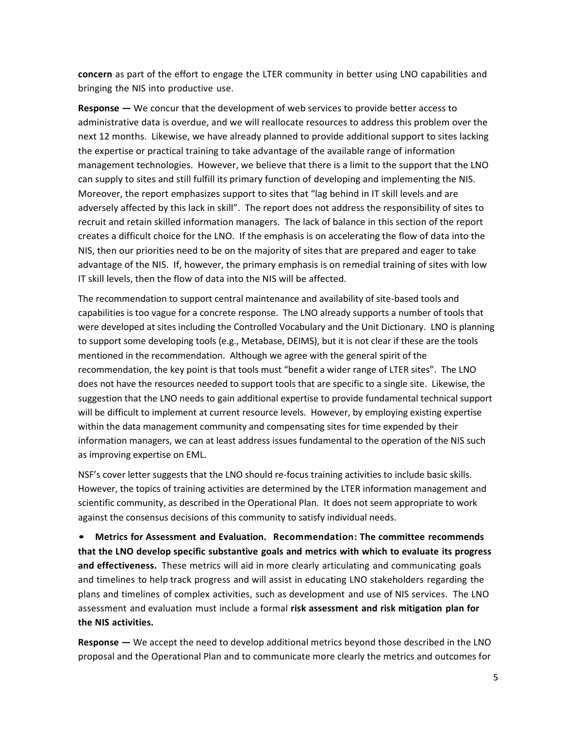**concern** as part of the effort to engage the LTER community in better using LNO capabilities and bringing the NIS into productive use.

**Response —** We concur that the development of web services to provide better access to administrative data is overdue, and we will reallocate resources to address this problem over the next 12 months. Likewise, we have already planned to provide additional support to sites lacking the expertise or practical training to take advantage of the available range of information management technologies. However, we believe that there is a limit to the support that the LNO can supply to sites and still fulfill its primary function of developing and implementing the NIS. Moreover, the report emphasizes support to sites that "lag behind in IT skill levels and are adversely affected by this lack in skill". The report does not address the responsibility of sites to recruit and retain skilled information managers. The lack of balance in this section of the report creates a difficult choice for the LNO. If the emphasis is on accelerating the flow of data into the NIS, then our priorities need to be on the majority of sites that are prepared and eager to take advantage of the NIS. If, however, the primary emphasis is on remedial training of sites with low IT skill levels, then the flow of data into the NIS will be affected.

The recommendation to support central maintenance and availability of site-based tools and capabilities is too vague for a concrete response. The LNO already supports a number of tools that were developed at sites including the Controlled Vocabulary and the Unit Dictionary. LNO is planning to support some developing tools (e.g., Metabase, DEIMS), but it is not clear if these are the tools mentioned in the recommendation. Although we agree with the general spirit of the recommendation, the key point is that tools must "benefit a wider range of LTER sites". The LNO does not have the resources needed to support tools that are specific to a single site. Likewise, the suggestion that the LNO needs to gain additional expertise to provide fundamental technical support will be difficult to implement at current resource levels. However, by employing existing expertise within the data management community and compensating sites for time expended by their information managers, we can at least address issues fundamental to the operation of the NIS such as improving expertise on EML.

NSF's cover letter suggests that the LNO should re-focus training activities to include basic skills. However, the topics of training activities are determined by the LTER information management and scientific community, as described in the Operational Plan. It does not seem appropriate to work against the consensus decisions of this community to satisfy individual needs.

- **Metrics for Assessment and Evaluation. Recommendation: The committee recommends that the LNO develop specific substantive goals and metrics with which to evaluate its progress and effectiveness.** These metrics will aid in more clearly articulating and communicating goals and timelines to help track progress and will assist in educating LNO stakeholders regarding the plans and timelines of complex activities, such as development and use of NIS services. The LNO assessment and evaluation must include a formal **risk assessment and risk mitigation plan for the NIS activities.**

**Response —** We accept the need to develop additional metrics beyond those described in the LNO proposal and the Operational Plan and to communicate more clearly the metrics and outcomes for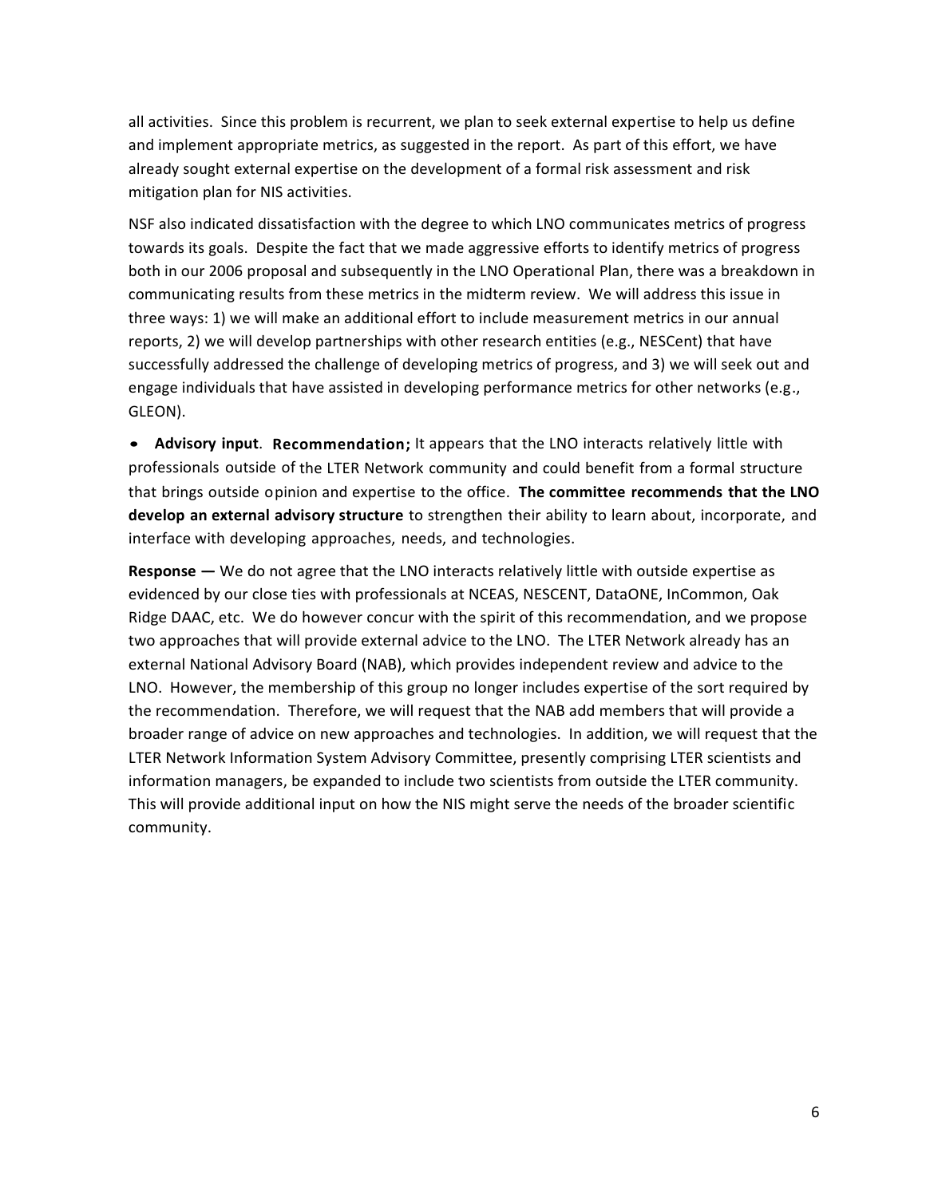all activities. Since this problem is recurrent, we plan to seek external expertise to help us define and implement appropriate metrics, as suggested in the report. As part of this effort, we have already sought external expertise on the development of a formal risk assessment and risk mitigation plan for NIS activities.

NSF also indicated dissatisfaction with the degree to which LNO communicates metrics of progress towards its goals. Despite the fact that we made aggressive efforts to identify metrics of progress both in our 2006 proposal and subsequently in the LNO Operational Plan, there was a breakdown in communicating results from these metrics in the midterm review. We will address this issue in three ways: 1) we will make an additional effort to include measurement metrics in our annual reports, 2) we will develop partnerships with other research entities (e.g., NESCent) that have successfully addressed the challenge of developing metrics of progress, and 3) we will seek out and engage individuals that have assisted in developing performance metrics for other networks (e.g., GLEON).

- **Advisory input**. **Recommendation;** It appears that the LNO interacts relatively little with professionals outside of the LTER Network community and could benefit from a formal structure that brings outside opinion and expertise to the office. **The committee recommends that the LNO develop an external advisory structure** to strengthen their ability to learn about, incorporate, and interface with developing approaches, needs, and technologies.

**Response —** We do not agree that the LNO interacts relatively little with outside expertise as evidenced by our close ties with professionals at NCEAS, NESCENT, DataONE, InCommon, Oak Ridge DAAC, etc. We do however concur with the spirit of this recommendation, and we propose two approaches that will provide external advice to the LNO. The LTER Network already has an external National Advisory Board (NAB), which provides independent review and advice to the LNO. However, the membership of this group no longer includes expertise of the sort required by the recommendation. Therefore, we will request that the NAB add members that will provide a broader range of advice on new approaches and technologies. In addition, we will request that the LTER Network Information System Advisory Committee, presently comprising LTER scientists and information managers, be expanded to include two scientists from outside the LTER community. This will provide additional input on how the NIS might serve the needs of the broader scientific community.